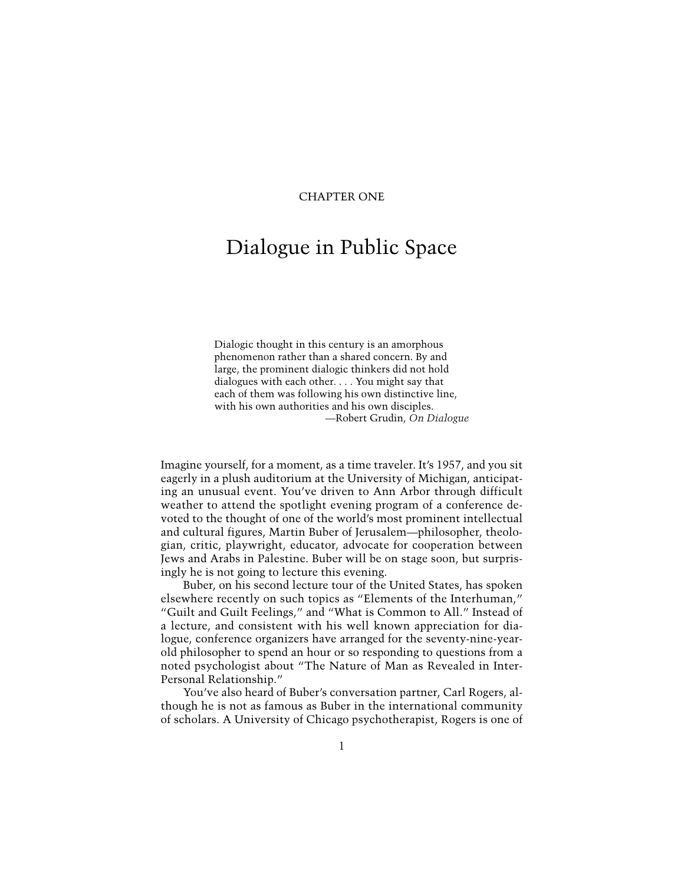CHAPTER ONE

# Dialogue in Public Space

> Dialogic thought in this century is an amorphous phenomenon rather than a shared concern. By and large, the prominent dialogic thinkers did not hold dialogues with each other. . . . You might say that each of them was following his own distinctive line, with his own authorities and his own disciples.
>
> —Robert Grudin, *On Dialogue*

Imagine yourself, for a moment, as a time traveler. It's 1957, and you sit eagerly in a plush auditorium at the University of Michigan, anticipating an unusual event. You've driven to Ann Arbor through difficult weather to attend the spotlight evening program of a conference devoted to the thought of one of the world's most prominent intellectual and cultural figures, Martin Buber of Jerusalem—philosopher, theologian, critic, playwright, educator, advocate for cooperation between Jews and Arabs in Palestine. Buber will be on stage soon, but surprisingly he is not going to lecture this evening.

Buber, on his second lecture tour of the United States, has spoken elsewhere recently on such topics as "Elements of the Interhuman," "Guilt and Guilt Feelings," and "What is Common to All." Instead of a lecture, and consistent with his well known appreciation for dialogue, conference organizers have arranged for the seventy-nine-year-old philosopher to spend an hour or so responding to questions from a noted psychologist about "The Nature of Man as Revealed in Inter-Personal Relationship."

You've also heard of Buber's conversation partner, Carl Rogers, although he is not as famous as Buber in the international community of scholars. A University of Chicago psychotherapist, Rogers is one of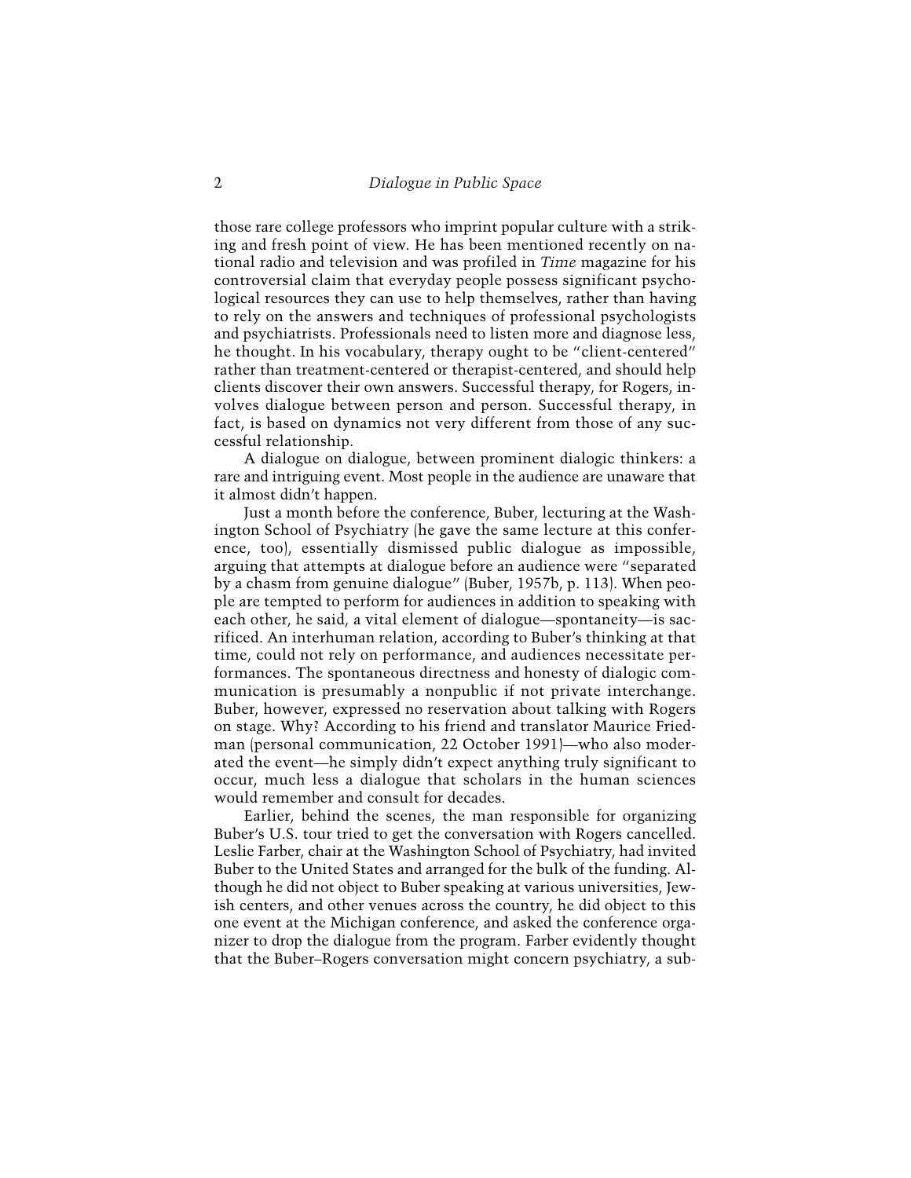those rare college professors who imprint popular culture with a striking and fresh point of view. He has been mentioned recently on national radio and television and was profiled in *Time* magazine for his controversial claim that everyday people possess significant psychological resources they can use to help themselves, rather than having to rely on the answers and techniques of professional psychologists and psychiatrists. Professionals need to listen more and diagnose less, he thought. In his vocabulary, therapy ought to be "client-centered" rather than treatment-centered or therapist-centered, and should help clients discover their own answers. Successful therapy, for Rogers, involves dialogue between person and person. Successful therapy, in fact, is based on dynamics not very different from those of any successful relationship.

A dialogue on dialogue, between prominent dialogic thinkers: a rare and intriguing event. Most people in the audience are unaware that it almost didn't happen.

Just a month before the conference, Buber, lecturing at the Washington School of Psychiatry (he gave the same lecture at this conference, too), essentially dismissed public dialogue as impossible, arguing that attempts at dialogue before an audience were "separated by a chasm from genuine dialogue" (Buber, 1957b, p. 113). When people are tempted to perform for audiences in addition to speaking with each other, he said, a vital element of dialogue—spontaneity—is sacrificed. An interhuman relation, according to Buber's thinking at that time, could not rely on performance, and audiences necessitate performances. The spontaneous directness and honesty of dialogic communication is presumably a nonpublic if not private interchange. Buber, however, expressed no reservation about talking with Rogers on stage. Why? According to his friend and translator Maurice Friedman (personal communication, 22 October 1991)—who also moderated the event—he simply didn't expect anything truly significant to occur, much less a dialogue that scholars in the human sciences would remember and consult for decades.

Earlier, behind the scenes, the man responsible for organizing Buber's U.S. tour tried to get the conversation with Rogers cancelled. Leslie Farber, chair at the Washington School of Psychiatry, had invited Buber to the United States and arranged for the bulk of the funding. Although he did not object to Buber speaking at various universities, Jewish centers, and other venues across the country, he did object to this one event at the Michigan conference, and asked the conference organizer to drop the dialogue from the program. Farber evidently thought that the Buber–Rogers conversation might concern psychiatry, a sub-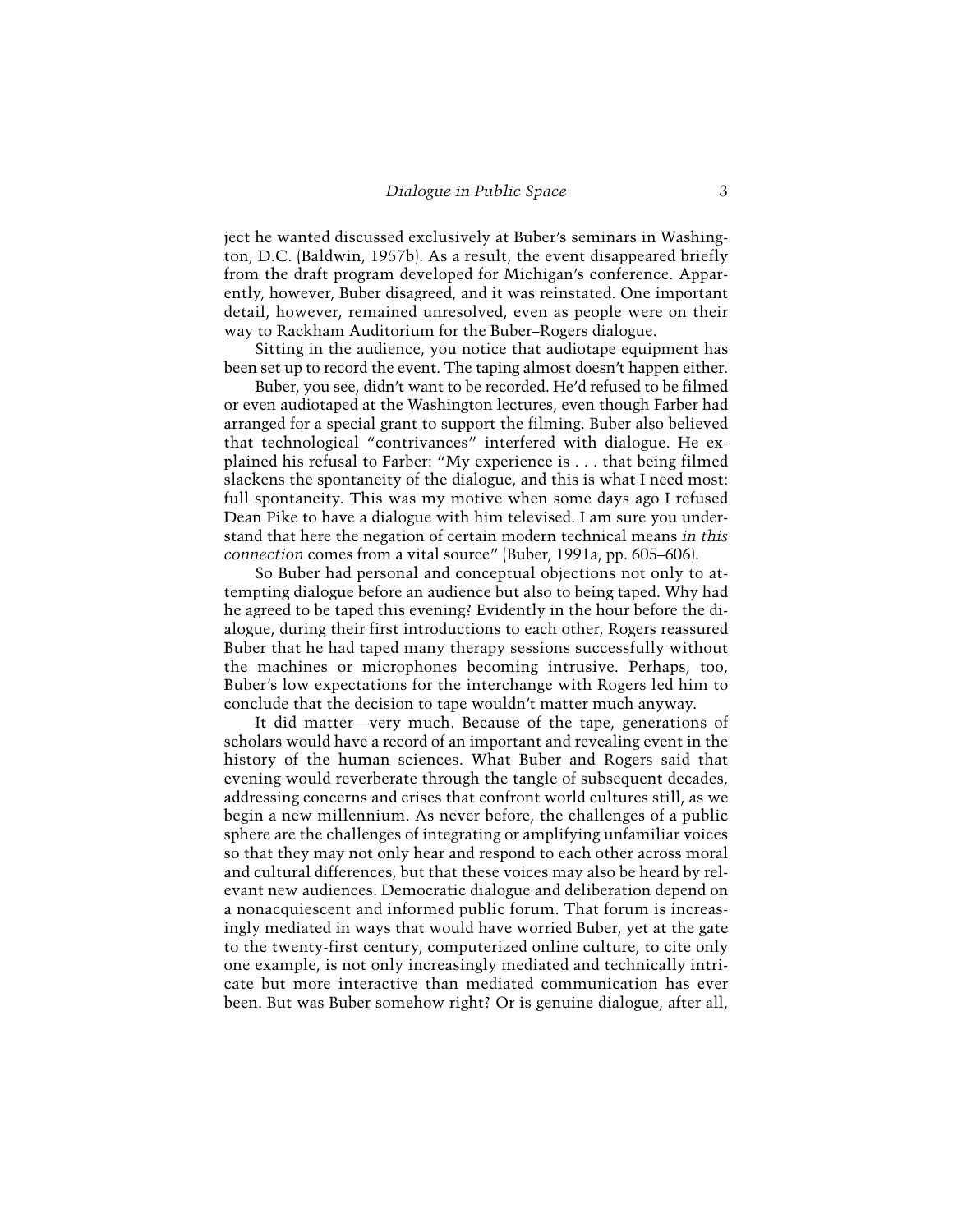ject he wanted discussed exclusively at Buber's seminars in Washington, D.C. (Baldwin, 1957b). As a result, the event disappeared briefly from the draft program developed for Michigan's conference. Apparently, however, Buber disagreed, and it was reinstated. One important detail, however, remained unresolved, even as people were on their way to Rackham Auditorium for the Buber–Rogers dialogue.

Sitting in the audience, you notice that audiotape equipment has been set up to record the event. The taping almost doesn't happen either.

Buber, you see, didn't want to be recorded. He'd refused to be filmed or even audiotaped at the Washington lectures, even though Farber had arranged for a special grant to support the filming. Buber also believed that technological "contrivances" interfered with dialogue. He explained his refusal to Farber: "My experience is . . . that being filmed slackens the spontaneity of the dialogue, and this is what I need most: full spontaneity. This was my motive when some days ago I refused Dean Pike to have a dialogue with him televised. I am sure you understand that here the negation of certain modern technical means *in this connection* comes from a vital source" (Buber, 1991a, pp. 605–606).

So Buber had personal and conceptual objections not only to attempting dialogue before an audience but also to being taped. Why had he agreed to be taped this evening? Evidently in the hour before the dialogue, during their first introductions to each other, Rogers reassured Buber that he had taped many therapy sessions successfully without the machines or microphones becoming intrusive. Perhaps, too, Buber's low expectations for the interchange with Rogers led him to conclude that the decision to tape wouldn't matter much anyway.

It did matter—very much. Because of the tape, generations of scholars would have a record of an important and revealing event in the history of the human sciences. What Buber and Rogers said that evening would reverberate through the tangle of subsequent decades, addressing concerns and crises that confront world cultures still, as we begin a new millennium. As never before, the challenges of a public sphere are the challenges of integrating or amplifying unfamiliar voices so that they may not only hear and respond to each other across moral and cultural differences, but that these voices may also be heard by relevant new audiences. Democratic dialogue and deliberation depend on a nonacquiescent and informed public forum. That forum is increasingly mediated in ways that would have worried Buber, yet at the gate to the twenty-first century, computerized online culture, to cite only one example, is not only increasingly mediated and technically intricate but more interactive than mediated communication has ever been. But was Buber somehow right? Or is genuine dialogue, after all,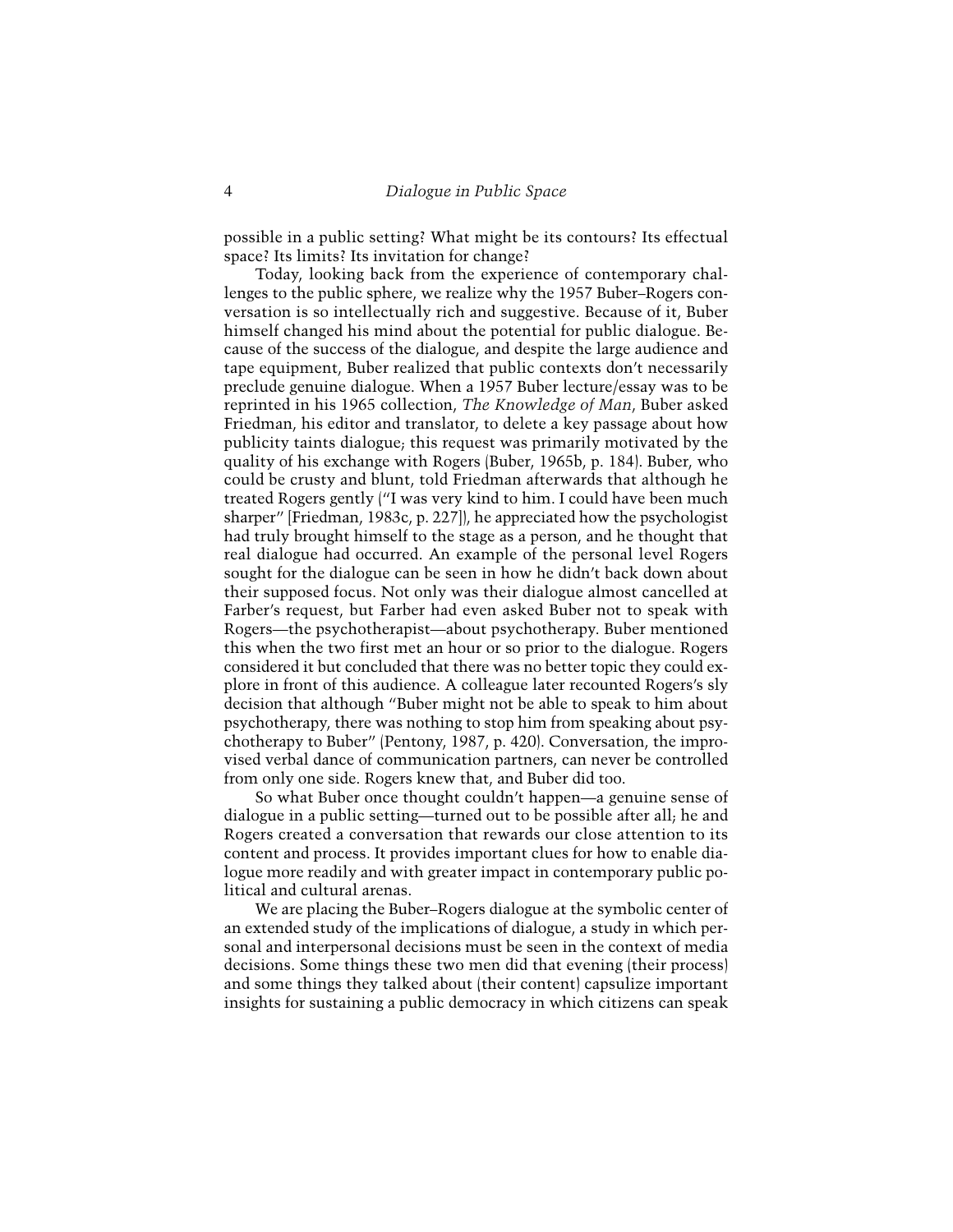possible in a public setting? What might be its contours? Its effectual space? Its limits? Its invitation for change?

Today, looking back from the experience of contemporary challenges to the public sphere, we realize why the 1957 Buber–Rogers conversation is so intellectually rich and suggestive. Because of it, Buber himself changed his mind about the potential for public dialogue. Because of the success of the dialogue, and despite the large audience and tape equipment, Buber realized that public contexts don't necessarily preclude genuine dialogue. When a 1957 Buber lecture/essay was to be reprinted in his 1965 collection, *The Knowledge of Man*, Buber asked Friedman, his editor and translator, to delete a key passage about how publicity taints dialogue; this request was primarily motivated by the quality of his exchange with Rogers (Buber, 1965b, p. 184). Buber, who could be crusty and blunt, told Friedman afterwards that although he treated Rogers gently ("I was very kind to him. I could have been much sharper" [Friedman, 1983c, p. 227]), he appreciated how the psychologist had truly brought himself to the stage as a person, and he thought that real dialogue had occurred. An example of the personal level Rogers sought for the dialogue can be seen in how he didn't back down about their supposed focus. Not only was their dialogue almost cancelled at Farber's request, but Farber had even asked Buber not to speak with Rogers—the psychotherapist—about psychotherapy. Buber mentioned this when the two first met an hour or so prior to the dialogue. Rogers considered it but concluded that there was no better topic they could explore in front of this audience. A colleague later recounted Rogers's sly decision that although "Buber might not be able to speak to him about psychotherapy, there was nothing to stop him from speaking about psychotherapy to Buber" (Pentony, 1987, p. 420). Conversation, the improvised verbal dance of communication partners, can never be controlled from only one side. Rogers knew that, and Buber did too.

So what Buber once thought couldn't happen—a genuine sense of dialogue in a public setting—turned out to be possible after all; he and Rogers created a conversation that rewards our close attention to its content and process. It provides important clues for how to enable dialogue more readily and with greater impact in contemporary public political and cultural arenas.

We are placing the Buber–Rogers dialogue at the symbolic center of an extended study of the implications of dialogue, a study in which personal and interpersonal decisions must be seen in the context of media decisions. Some things these two men did that evening (their process) and some things they talked about (their content) capsulize important insights for sustaining a public democracy in which citizens can speak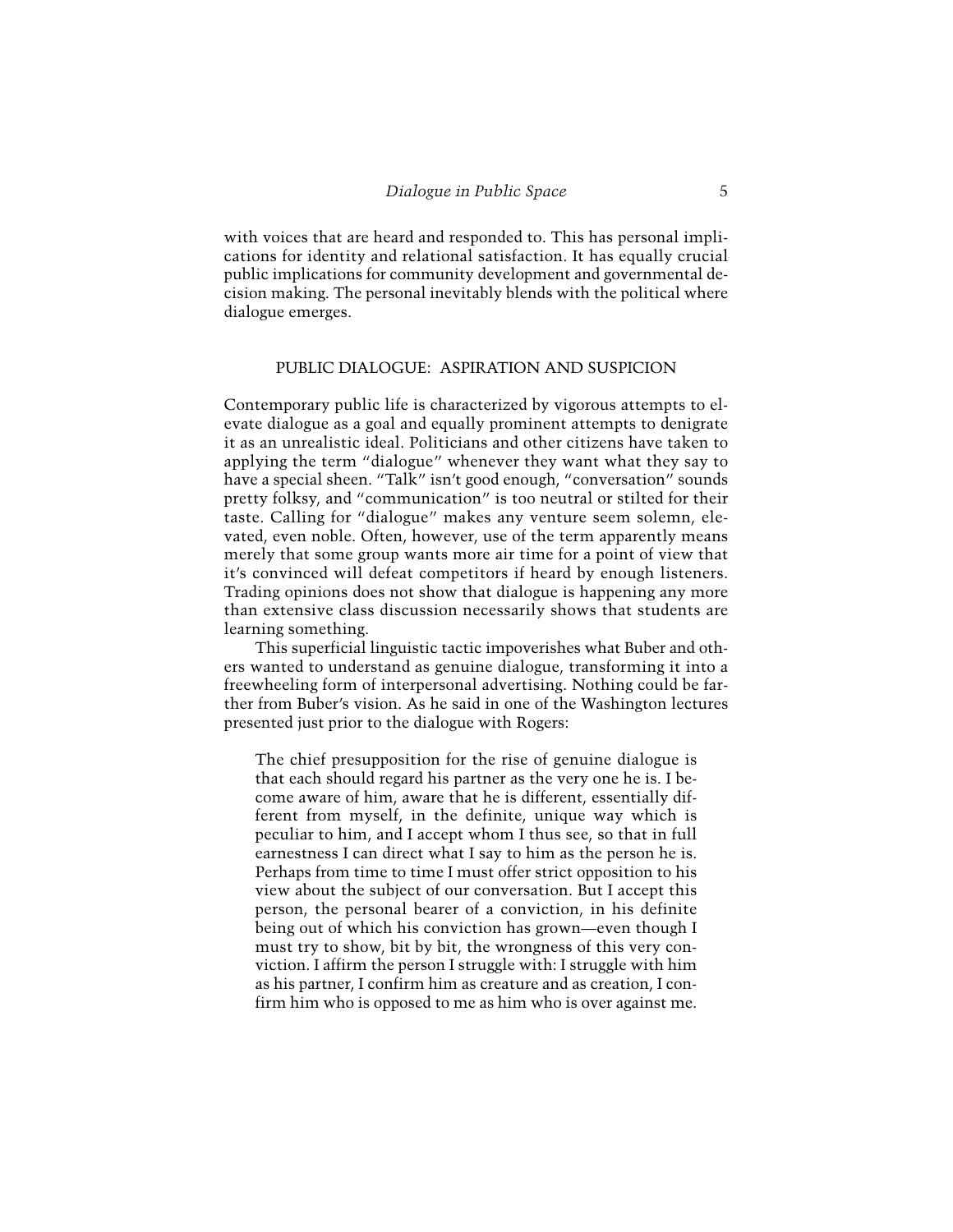with voices that are heard and responded to. This has personal implications for identity and relational satisfaction. It has equally crucial public implications for community development and governmental decision making. The personal inevitably blends with the political where dialogue emerges.

## PUBLIC DIALOGUE: ASPIRATION AND SUSPICION

Contemporary public life is characterized by vigorous attempts to elevate dialogue as a goal and equally prominent attempts to denigrate it as an unrealistic ideal. Politicians and other citizens have taken to applying the term "dialogue" whenever they want what they say to have a special sheen. "Talk" isn't good enough, "conversation" sounds pretty folksy, and "communication" is too neutral or stilted for their taste. Calling for "dialogue" makes any venture seem solemn, elevated, even noble. Often, however, use of the term apparently means merely that some group wants more air time for a point of view that it's convinced will defeat competitors if heard by enough listeners. Trading opinions does not show that dialogue is happening any more than extensive class discussion necessarily shows that students are learning something.

This superficial linguistic tactic impoverishes what Buber and others wanted to understand as genuine dialogue, transforming it into a freewheeling form of interpersonal advertising. Nothing could be farther from Buber's vision. As he said in one of the Washington lectures presented just prior to the dialogue with Rogers:

> The chief presupposition for the rise of genuine dialogue is that each should regard his partner as the very one he is. I become aware of him, aware that he is different, essentially different from myself, in the definite, unique way which is peculiar to him, and I accept whom I thus see, so that in full earnestness I can direct what I say to him as the person he is. Perhaps from time to time I must offer strict opposition to his view about the subject of our conversation. But I accept this person, the personal bearer of a conviction, in his definite being out of which his conviction has grown—even though I must try to show, bit by bit, the wrongness of this very conviction. I affirm the person I struggle with: I struggle with him as his partner, I confirm him as creature and as creation, I confirm him who is opposed to me as him who is over against me.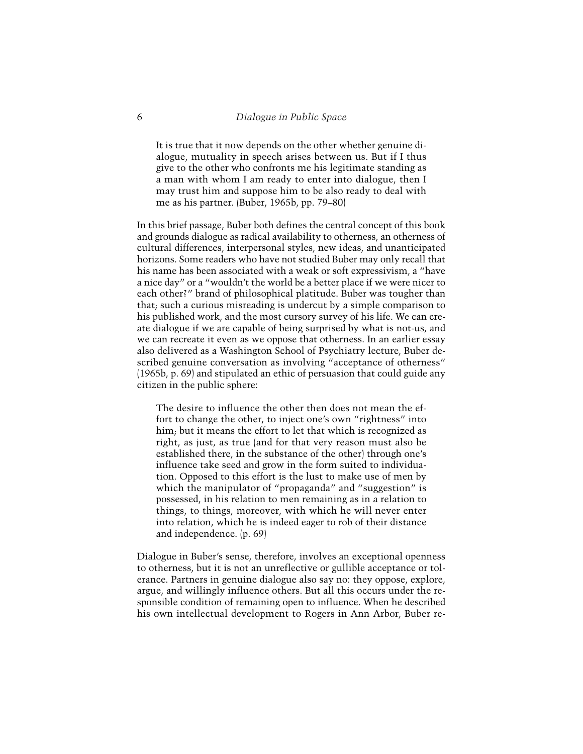> It is true that it now depends on the other whether genuine dialogue, mutuality in speech arises between us. But if I thus give to the other who confronts me his legitimate standing as a man with whom I am ready to enter into dialogue, then I may trust him and suppose him to be also ready to deal with me as his partner. (Buber, 1965b, pp. 79–80)

In this brief passage, Buber both defines the central concept of this book and grounds dialogue as radical availability to otherness, an otherness of cultural differences, interpersonal styles, new ideas, and unanticipated horizons. Some readers who have not studied Buber may only recall that his name has been associated with a weak or soft expressivism, a "have a nice day" or a "wouldn't the world be a better place if we were nicer to each other?" brand of philosophical platitude. Buber was tougher than that; such a curious misreading is undercut by a simple comparison to his published work, and the most cursory survey of his life. We can create dialogue if we are capable of being surprised by what is not-us, and we can recreate it even as we oppose that otherness. In an earlier essay also delivered as a Washington School of Psychiatry lecture, Buber described genuine conversation as involving "acceptance of otherness" (1965b, p. 69) and stipulated an ethic of persuasion that could guide any citizen in the public sphere:

> The desire to influence the other then does not mean the effort to change the other, to inject one's own "rightness" into him; but it means the effort to let that which is recognized as right, as just, as true (and for that very reason must also be established there, in the substance of the other) through one's influence take seed and grow in the form suited to individuation. Opposed to this effort is the lust to make use of men by which the manipulator of "propaganda" and "suggestion" is possessed, in his relation to men remaining as in a relation to things, to things, moreover, with which he will never enter into relation, which he is indeed eager to rob of their distance and independence. (p. 69)

Dialogue in Buber's sense, therefore, involves an exceptional openness to otherness, but it is not an unreflective or gullible acceptance or tolerance. Partners in genuine dialogue also say no: they oppose, explore, argue, and willingly influence others. But all this occurs under the responsible condition of remaining open to influence. When he described his own intellectual development to Rogers in Ann Arbor, Buber re-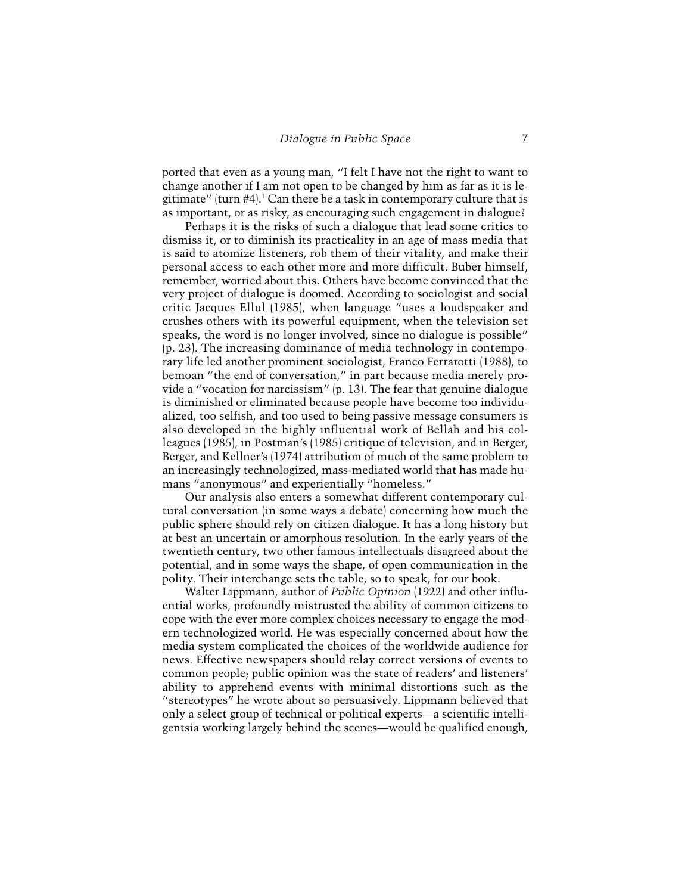ported that even as a young man, "I felt I have not the right to want to change another if I am not open to be changed by him as far as it is legitimate" (turn #4).[1] Can there be a task in contemporary culture that is as important, or as risky, as encouraging such engagement in dialogue?

Perhaps it is the risks of such a dialogue that lead some critics to dismiss it, or to diminish its practicality in an age of mass media that is said to atomize listeners, rob them of their vitality, and make their personal access to each other more and more difficult. Buber himself, remember, worried about this. Others have become convinced that the very project of dialogue is doomed. According to sociologist and social critic Jacques Ellul (1985), when language "uses a loudspeaker and crushes others with its powerful equipment, when the television set speaks, the word is no longer involved, since no dialogue is possible" (p. 23). The increasing dominance of media technology in contemporary life led another prominent sociologist, Franco Ferrarotti (1988), to bemoan "the end of conversation," in part because media merely provide a "vocation for narcissism" (p. 13). The fear that genuine dialogue is diminished or eliminated because people have become too individualized, too selfish, and too used to being passive message consumers is also developed in the highly influential work of Bellah and his colleagues (1985), in Postman's (1985) critique of television, and in Berger, Berger, and Kellner's (1974) attribution of much of the same problem to an increasingly technologized, mass-mediated world that has made humans "anonymous" and experientially "homeless."

Our analysis also enters a somewhat different contemporary cultural conversation (in some ways a debate) concerning how much the public sphere should rely on citizen dialogue. It has a long history but at best an uncertain or amorphous resolution. In the early years of the twentieth century, two other famous intellectuals disagreed about the potential, and in some ways the shape, of open communication in the polity. Their interchange sets the table, so to speak, for our book.

Walter Lippmann, author of *Public Opinion* (1922) and other influential works, profoundly mistrusted the ability of common citizens to cope with the ever more complex choices necessary to engage the modern technologized world. He was especially concerned about how the media system complicated the choices of the worldwide audience for news. Effective newspapers should relay correct versions of events to common people; public opinion was the state of readers' and listeners' ability to apprehend events with minimal distortions such as the "stereotypes" he wrote about so persuasively. Lippmann believed that only a select group of technical or political experts—a scientific intelligentsia working largely behind the scenes—would be qualified enough,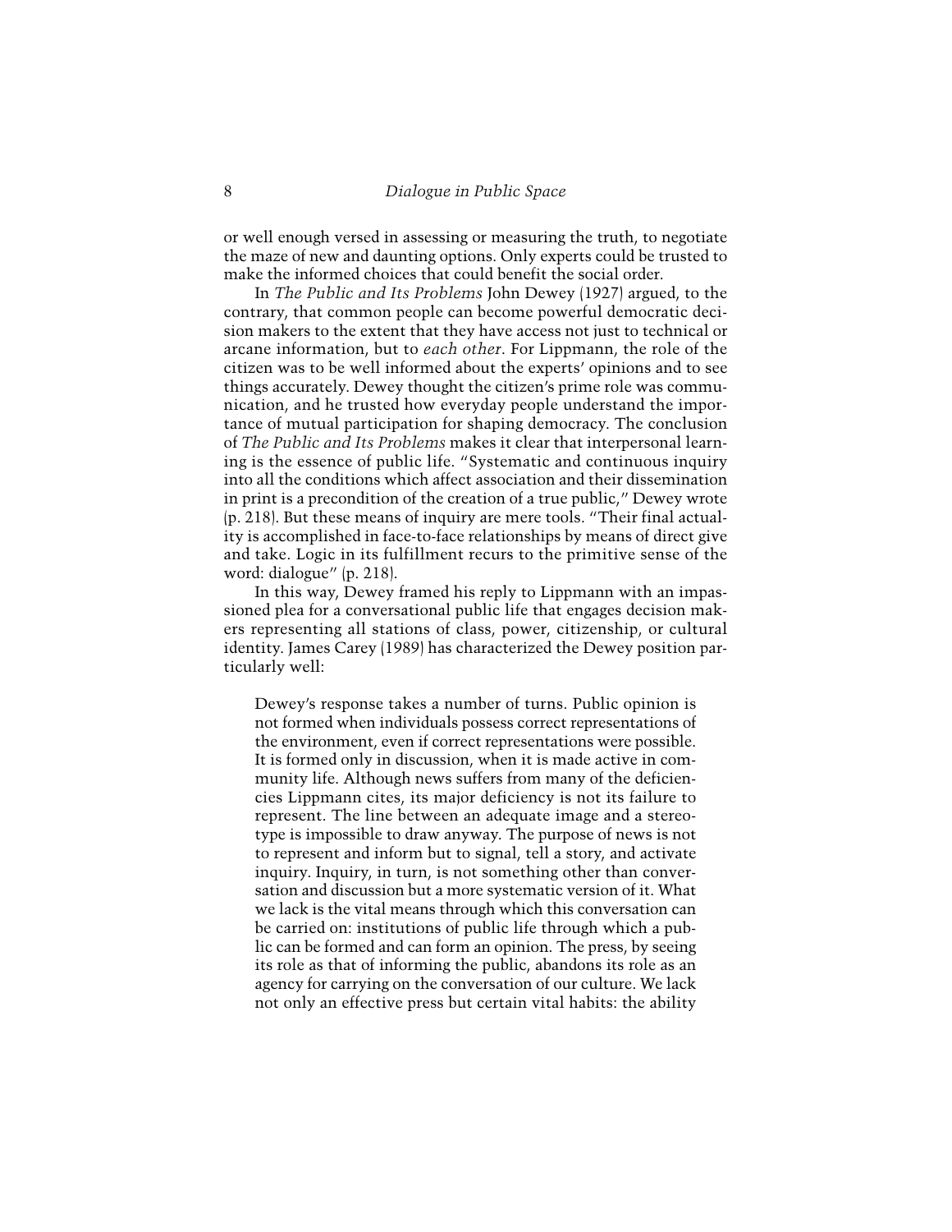or well enough versed in assessing or measuring the truth, to negotiate the maze of new and daunting options. Only experts could be trusted to make the informed choices that could benefit the social order.

In *The Public and Its Problems* John Dewey (1927) argued, to the contrary, that common people can become powerful democratic decision makers to the extent that they have access not just to technical or arcane information, but to *each other*. For Lippmann, the role of the citizen was to be well informed about the experts' opinions and to see things accurately. Dewey thought the citizen's prime role was communication, and he trusted how everyday people understand the importance of mutual participation for shaping democracy. The conclusion of *The Public and Its Problems* makes it clear that interpersonal learning is the essence of public life. "Systematic and continuous inquiry into all the conditions which affect association and their dissemination in print is a precondition of the creation of a true public," Dewey wrote (p. 218). But these means of inquiry are mere tools. "Their final actuality is accomplished in face-to-face relationships by means of direct give and take. Logic in its fulfillment recurs to the primitive sense of the word: dialogue" (p. 218).

In this way, Dewey framed his reply to Lippmann with an impassioned plea for a conversational public life that engages decision makers representing all stations of class, power, citizenship, or cultural identity. James Carey (1989) has characterized the Dewey position particularly well:

> Dewey's response takes a number of turns. Public opinion is not formed when individuals possess correct representations of the environment, even if correct representations were possible. It is formed only in discussion, when it is made active in community life. Although news suffers from many of the deficiencies Lippmann cites, its major deficiency is not its failure to represent. The line between an adequate image and a stereotype is impossible to draw anyway. The purpose of news is not to represent and inform but to signal, tell a story, and activate inquiry. Inquiry, in turn, is not something other than conversation and discussion but a more systematic version of it. What we lack is the vital means through which this conversation can be carried on: institutions of public life through which a public can be formed and can form an opinion. The press, by seeing its role as that of informing the public, abandons its role as an agency for carrying on the conversation of our culture. We lack not only an effective press but certain vital habits: the ability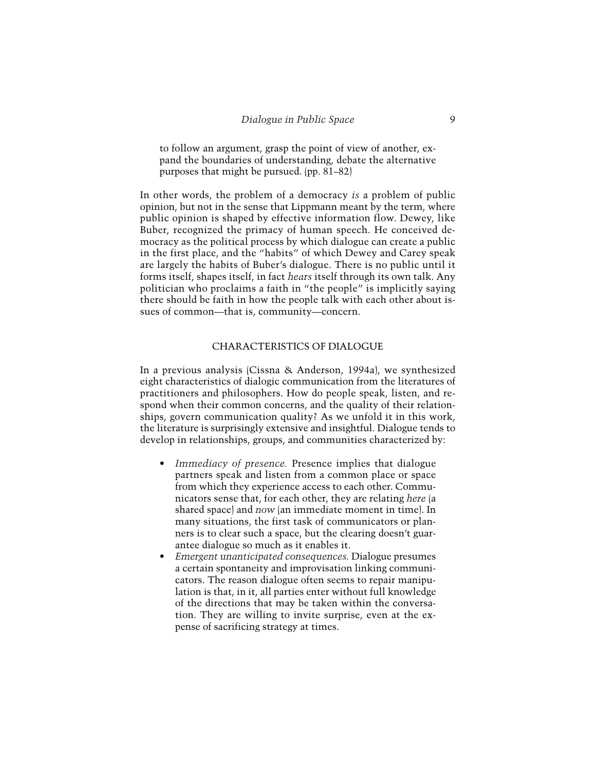to follow an argument, grasp the point of view of another, expand the boundaries of understanding, debate the alternative purposes that might be pursued. (pp. 81–82)

In other words, the problem of a democracy *is* a problem of public opinion, but not in the sense that Lippmann meant by the term, where public opinion is shaped by effective information flow. Dewey, like Buber, recognized the primacy of human speech. He conceived democracy as the political process by which dialogue can create a public in the first place, and the "habits" of which Dewey and Carey speak are largely the habits of Buber's dialogue. There is no public until it forms itself, shapes itself, in fact *hears* itself through its own talk. Any politician who proclaims a faith in "the people" is implicitly saying there should be faith in how the people talk with each other about issues of common—that is, community—concern.

## CHARACTERISTICS OF DIALOGUE

In a previous analysis (Cissna & Anderson, 1994a), we synthesized eight characteristics of dialogic communication from the literatures of practitioners and philosophers. How do people speak, listen, and respond when their common concerns, and the quality of their relationships, govern communication quality? As we unfold it in this work, the literature is surprisingly extensive and insightful. Dialogue tends to develop in relationships, groups, and communities characterized by:

- *Immediacy of presence.* Presence implies that dialogue partners speak and listen from a common place or space from which they experience access to each other. Communicators sense that, for each other, they are relating *here* (a shared space) and *now* (an immediate moment in time). In many situations, the first task of communicators or planners is to clear such a space, but the clearing doesn't guarantee dialogue so much as it enables it.
- *Emergent unanticipated consequences.* Dialogue presumes a certain spontaneity and improvisation linking communicators. The reason dialogue often seems to repair manipulation is that, in it, all parties enter without full knowledge of the directions that may be taken within the conversation. They are willing to invite surprise, even at the expense of sacrificing strategy at times.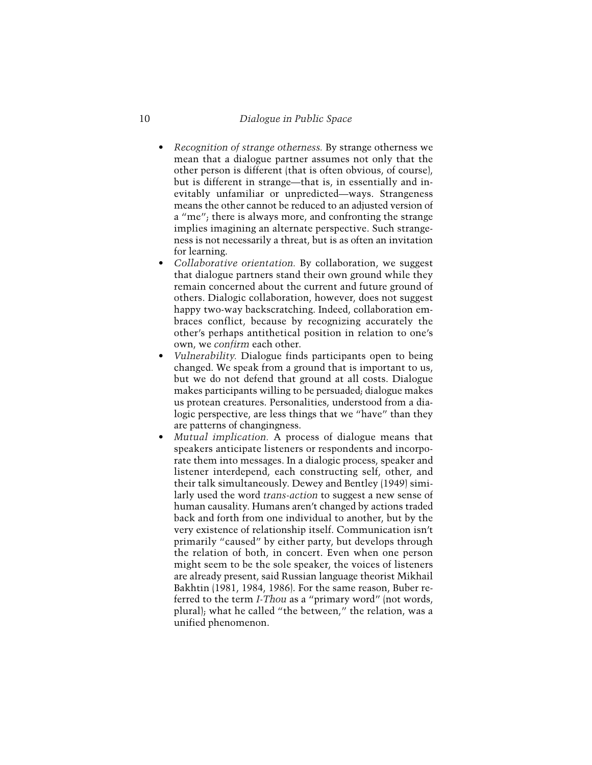- *Recognition of strange otherness.* By strange otherness we mean that a dialogue partner assumes not only that the other person is different (that is often obvious, of course), but is different in strange—that is, in essentially and inevitably unfamiliar or unpredicted—ways. Strangeness means the other cannot be reduced to an adjusted version of a "me"; there is always more, and confronting the strange implies imagining an alternate perspective. Such strangeness is not necessarily a threat, but is as often an invitation for learning.
- *Collaborative orientation.* By collaboration, we suggest that dialogue partners stand their own ground while they remain concerned about the current and future ground of others. Dialogic collaboration, however, does not suggest happy two-way backscratching. Indeed, collaboration embraces conflict, because by recognizing accurately the other's perhaps antithetical position in relation to one's own, we *confirm* each other.
- *Vulnerability.* Dialogue finds participants open to being changed. We speak from a ground that is important to us, but we do not defend that ground at all costs. Dialogue makes participants willing to be persuaded; dialogue makes us protean creatures. Personalities, understood from a dialogic perspective, are less things that we "have" than they are patterns of changingness.
- *Mutual implication.* A process of dialogue means that speakers anticipate listeners or respondents and incorporate them into messages. In a dialogic process, speaker and listener interdepend, each constructing self, other, and their talk simultaneously. Dewey and Bentley (1949) similarly used the word *trans-action* to suggest a new sense of human causality. Humans aren't changed by actions traded back and forth from one individual to another, but by the very existence of relationship itself. Communication isn't primarily "caused" by either party, but develops through the relation of both, in concert. Even when one person might seem to be the sole speaker, the voices of listeners are already present, said Russian language theorist Mikhail Bakhtin (1981, 1984, 1986). For the same reason, Buber referred to the term *I-Thou* as a "primary word" (not words, plural); what he called "the between," the relation, was a unified phenomenon.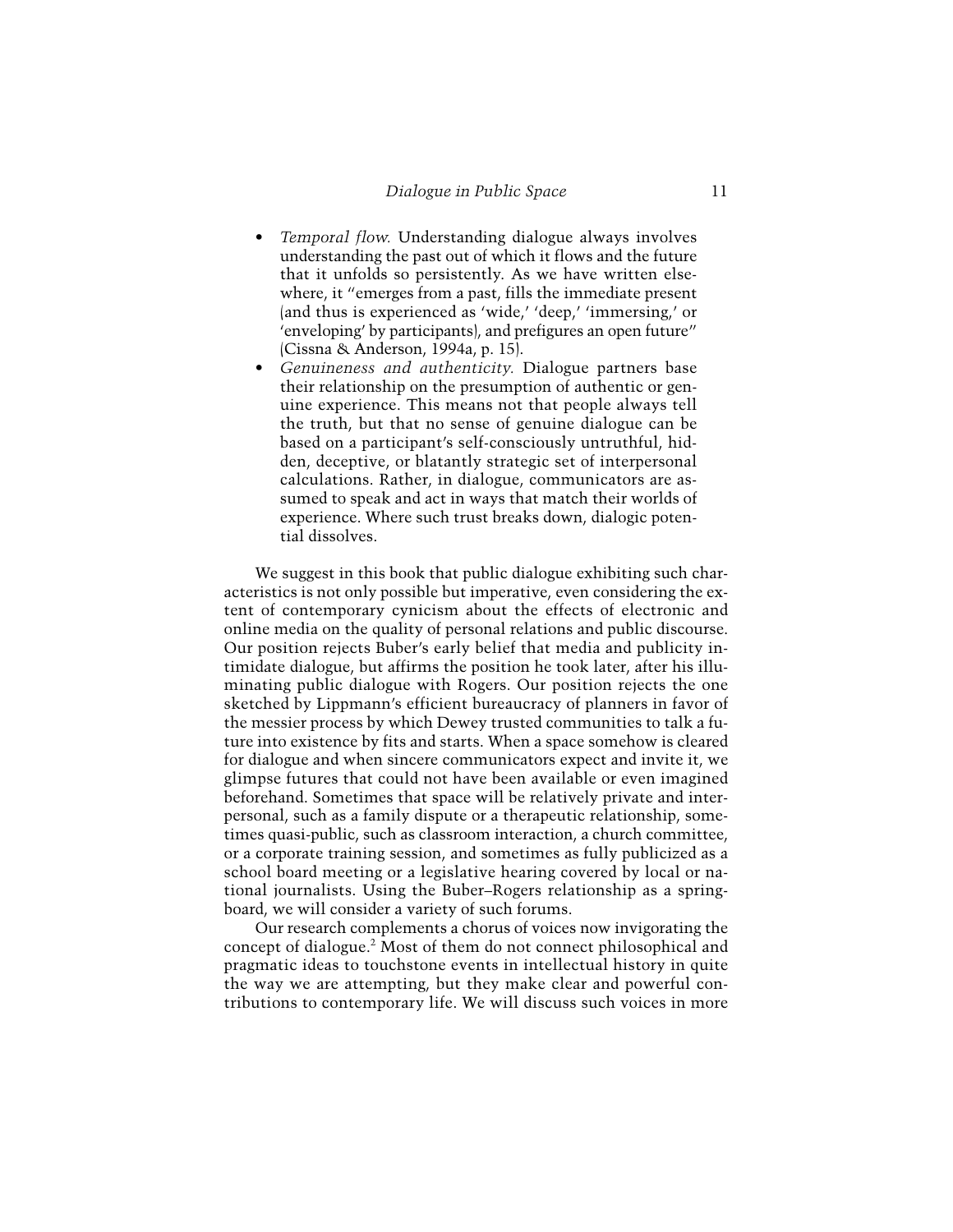- *Temporal flow.* Understanding dialogue always involves understanding the past out of which it flows and the future that it unfolds so persistently. As we have written elsewhere, it "emerges from a past, fills the immediate present (and thus is experienced as 'wide,' 'deep,' 'immersing,' or 'enveloping' by participants), and prefigures an open future" (Cissna & Anderson, 1994a, p. 15).
- *Genuineness and authenticity.* Dialogue partners base their relationship on the presumption of authentic or genuine experience. This means not that people always tell the truth, but that no sense of genuine dialogue can be based on a participant's self-consciously untruthful, hidden, deceptive, or blatantly strategic set of interpersonal calculations. Rather, in dialogue, communicators are assumed to speak and act in ways that match their worlds of experience. Where such trust breaks down, dialogic potential dissolves.

We suggest in this book that public dialogue exhibiting such characteristics is not only possible but imperative, even considering the extent of contemporary cynicism about the effects of electronic and online media on the quality of personal relations and public discourse. Our position rejects Buber's early belief that media and publicity intimidate dialogue, but affirms the position he took later, after his illuminating public dialogue with Rogers. Our position rejects the one sketched by Lippmann's efficient bureaucracy of planners in favor of the messier process by which Dewey trusted communities to talk a future into existence by fits and starts. When a space somehow is cleared for dialogue and when sincere communicators expect and invite it, we glimpse futures that could not have been available or even imagined beforehand. Sometimes that space will be relatively private and interpersonal, such as a family dispute or a therapeutic relationship, sometimes quasi-public, such as classroom interaction, a church committee, or a corporate training session, and sometimes as fully publicized as a school board meeting or a legislative hearing covered by local or national journalists. Using the Buber–Rogers relationship as a springboard, we will consider a variety of such forums.

Our research complements a chorus of voices now invigorating the concept of dialogue.[2] Most of them do not connect philosophical and pragmatic ideas to touchstone events in intellectual history in quite the way we are attempting, but they make clear and powerful contributions to contemporary life. We will discuss such voices in more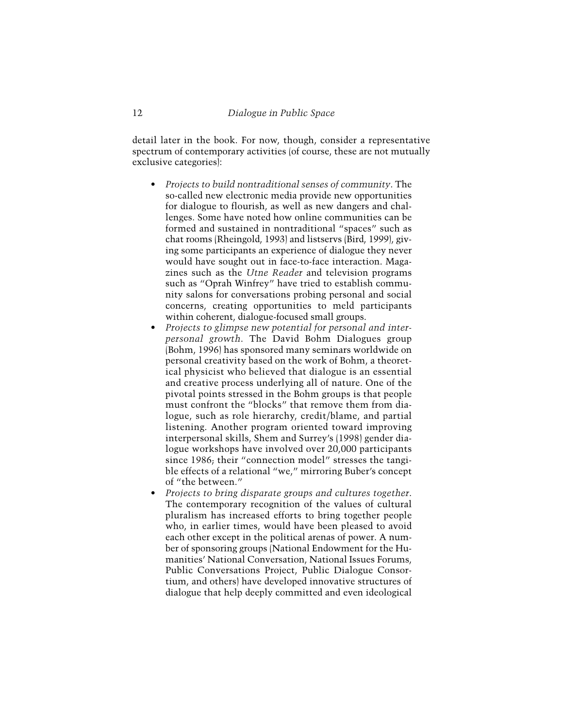detail later in the book. For now, though, consider a representative spectrum of contemporary activities (of course, these are not mutually exclusive categories):

- *Projects to build nontraditional senses of community*. The so-called new electronic media provide new opportunities for dialogue to flourish, as well as new dangers and challenges. Some have noted how online communities can be formed and sustained in nontraditional "spaces" such as chat rooms (Rheingold, 1993) and listservs (Bird, 1999), giving some participants an experience of dialogue they never would have sought out in face-to-face interaction. Magazines such as the *Utne Reader* and television programs such as "Oprah Winfrey" have tried to establish community salons for conversations probing personal and social concerns, creating opportunities to meld participants within coherent, dialogue-focused small groups.
- *Projects to glimpse new potential for personal and interpersonal growth*. The David Bohm Dialogues group (Bohm, 1996) has sponsored many seminars worldwide on personal creativity based on the work of Bohm, a theoretical physicist who believed that dialogue is an essential and creative process underlying all of nature. One of the pivotal points stressed in the Bohm groups is that people must confront the "blocks" that remove them from dialogue, such as role hierarchy, credit/blame, and partial listening. Another program oriented toward improving interpersonal skills, Shem and Surrey's (1998) gender dialogue workshops have involved over 20,000 participants since 1986; their "connection model" stresses the tangible effects of a relational "we," mirroring Buber's concept of "the between."
- *Projects to bring disparate groups and cultures together*. The contemporary recognition of the values of cultural pluralism has increased efforts to bring together people who, in earlier times, would have been pleased to avoid each other except in the political arenas of power. A number of sponsoring groups (National Endowment for the Humanities' National Conversation, National Issues Forums, Public Conversations Project, Public Dialogue Consortium, and others) have developed innovative structures of dialogue that help deeply committed and even ideological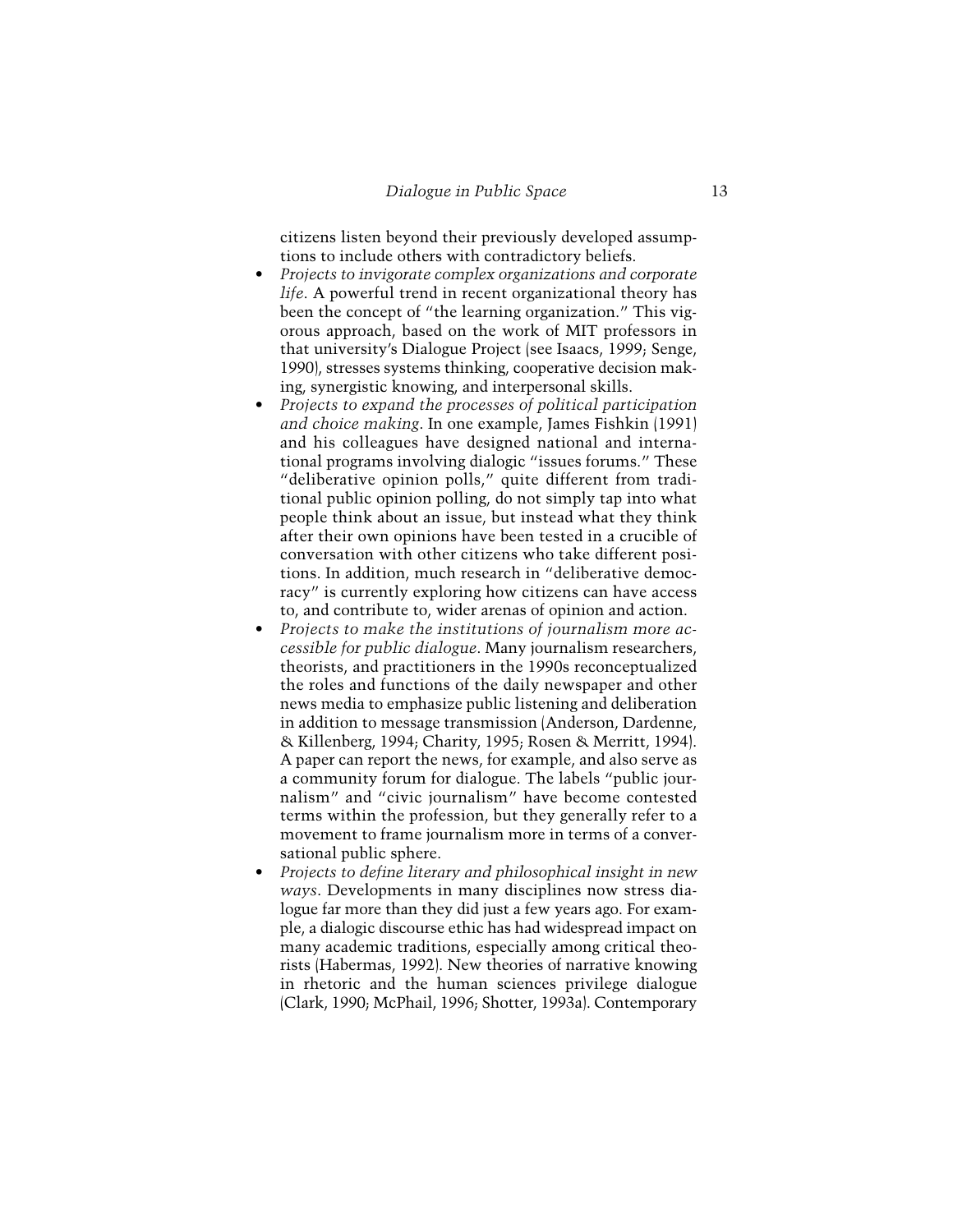citizens listen beyond their previously developed assumptions to include others with contradictory beliefs.

- *Projects to invigorate complex organizations and corporate life*. A powerful trend in recent organizational theory has been the concept of "the learning organization." This vigorous approach, based on the work of MIT professors in that university's Dialogue Project (see Isaacs, 1999; Senge, 1990), stresses systems thinking, cooperative decision making, synergistic knowing, and interpersonal skills.
- *Projects to expand the processes of political participation and choice making*. In one example, James Fishkin (1991) and his colleagues have designed national and international programs involving dialogic "issues forums." These "deliberative opinion polls," quite different from traditional public opinion polling, do not simply tap into what people think about an issue, but instead what they think after their own opinions have been tested in a crucible of conversation with other citizens who take different positions. In addition, much research in "deliberative democracy" is currently exploring how citizens can have access to, and contribute to, wider arenas of opinion and action.
- *Projects to make the institutions of journalism more accessible for public dialogue*. Many journalism researchers, theorists, and practitioners in the 1990s reconceptualized the roles and functions of the daily newspaper and other news media to emphasize public listening and deliberation in addition to message transmission (Anderson, Dardenne, & Killenberg, 1994; Charity, 1995; Rosen & Merritt, 1994). A paper can report the news, for example, and also serve as a community forum for dialogue. The labels "public journalism" and "civic journalism" have become contested terms within the profession, but they generally refer to a movement to frame journalism more in terms of a conversational public sphere.
- *Projects to define literary and philosophical insight in new ways*. Developments in many disciplines now stress dialogue far more than they did just a few years ago. For example, a dialogic discourse ethic has had widespread impact on many academic traditions, especially among critical theorists (Habermas, 1992). New theories of narrative knowing in rhetoric and the human sciences privilege dialogue (Clark, 1990; McPhail, 1996; Shotter, 1993a). Contemporary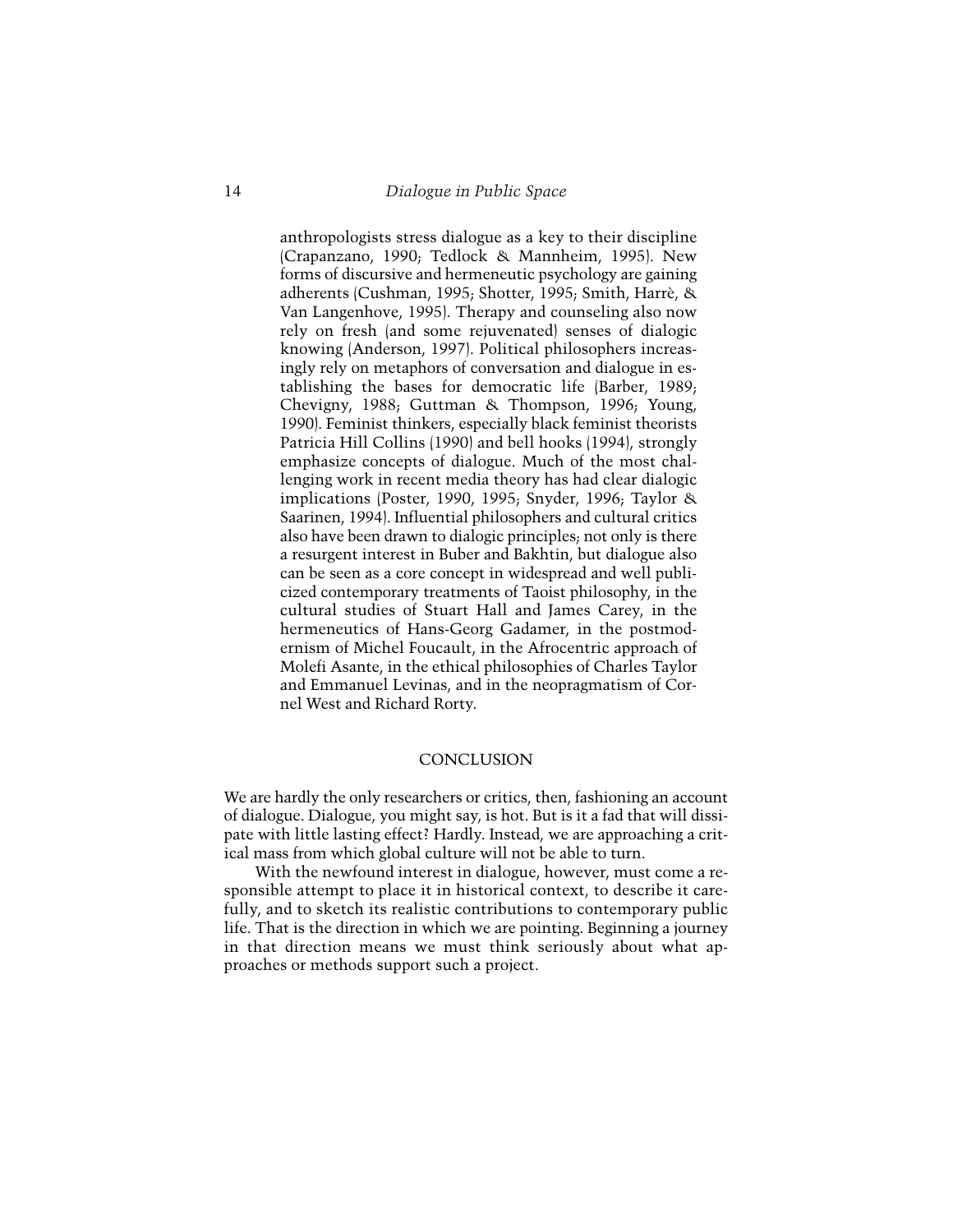anthropologists stress dialogue as a key to their discipline (Crapanzano, 1990; Tedlock & Mannheim, 1995). New forms of discursive and hermeneutic psychology are gaining adherents (Cushman, 1995; Shotter, 1995; Smith, Harrè, & Van Langenhove, 1995). Therapy and counseling also now rely on fresh (and some rejuvenated) senses of dialogic knowing (Anderson, 1997). Political philosophers increasingly rely on metaphors of conversation and dialogue in establishing the bases for democratic life (Barber, 1989; Chevigny, 1988; Guttman & Thompson, 1996; Young, 1990). Feminist thinkers, especially black feminist theorists Patricia Hill Collins (1990) and bell hooks (1994), strongly emphasize concepts of dialogue. Much of the most challenging work in recent media theory has had clear dialogic implications (Poster, 1990, 1995; Snyder, 1996; Taylor & Saarinen, 1994). Influential philosophers and cultural critics also have been drawn to dialogic principles; not only is there a resurgent interest in Buber and Bakhtin, but dialogue also can be seen as a core concept in widespread and well publicized contemporary treatments of Taoist philosophy, in the cultural studies of Stuart Hall and James Carey, in the hermeneutics of Hans-Georg Gadamer, in the postmodernism of Michel Foucault, in the Afrocentric approach of Molefi Asante, in the ethical philosophies of Charles Taylor and Emmanuel Levinas, and in the neopragmatism of Cornel West and Richard Rorty.

## CONCLUSION

We are hardly the only researchers or critics, then, fashioning an account of dialogue. Dialogue, you might say, is hot. But is it a fad that will dissipate with little lasting effect? Hardly. Instead, we are approaching a critical mass from which global culture will not be able to turn.

With the newfound interest in dialogue, however, must come a responsible attempt to place it in historical context, to describe it carefully, and to sketch its realistic contributions to contemporary public life. That is the direction in which we are pointing. Beginning a journey in that direction means we must think seriously about what approaches or methods support such a project.